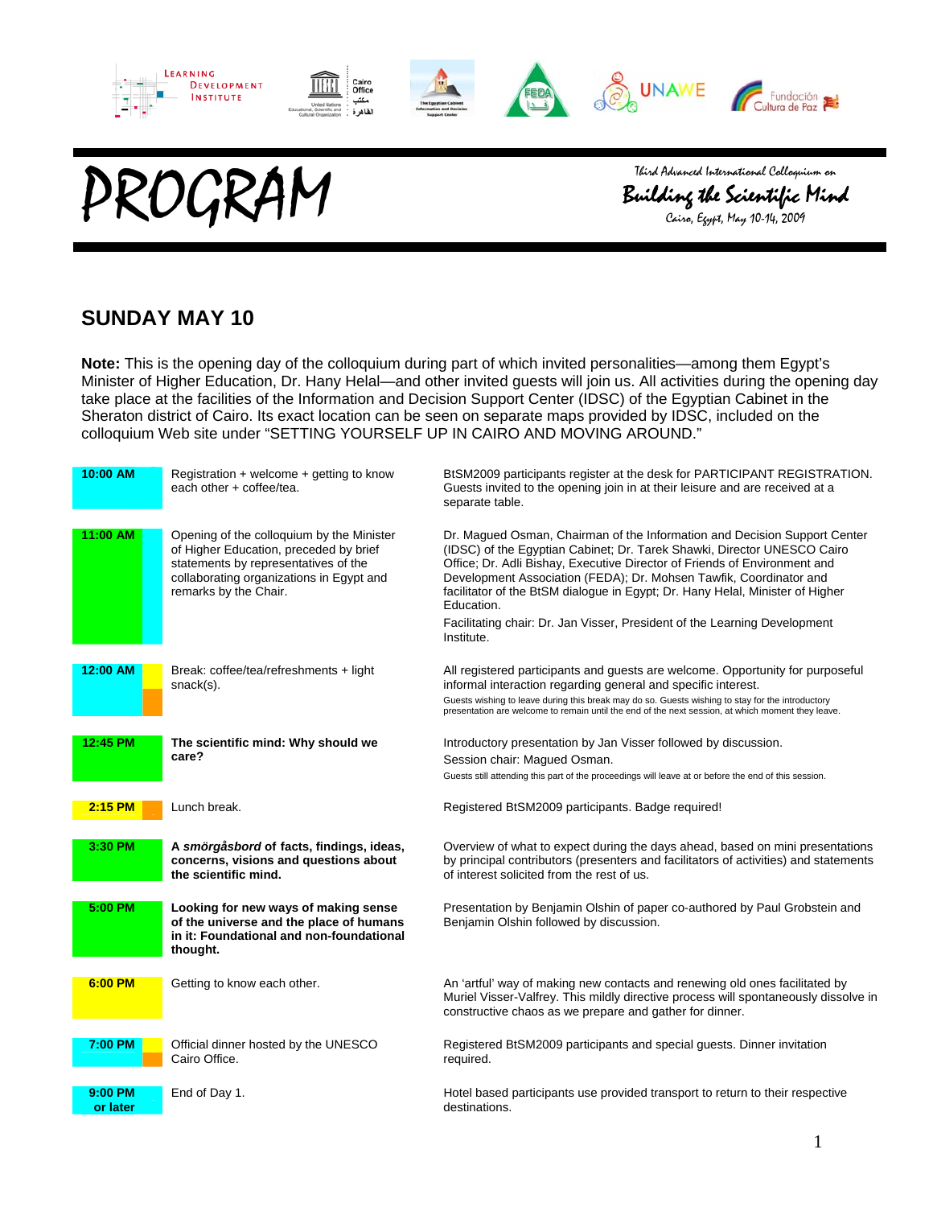# PROGRAM

Third Advanced International Colloquium on

**Building the Scientific Mind**

Cairo, Egypt, May 10-14, 2009

## SUNDAY MAY 10

**Note:** This is the opening day of the colloquium during part of which invited personalities—among them Egypt's Minister of Higher Education, Dr. Hany Helal—and other invited guests will join us. All activities during the opening day take place at the facilities of the Information and Decision Support Center (IDSC) of the Egyptian Cabinet in the Sheraton district of Cairo. Its exact location can be seen on separate maps provided by IDSC, included on the colloquium Web site under "SETTING YOURSELF UP IN CAIRO AND MOVING AROUND."

| Time | Activity | Details |
|---|---|---|
| **10:00 AM** | Registration + welcome + getting to know each other + coffee/tea. | BtSM2009 participants register at the desk for PARTICIPANT REGISTRATION. Guests invited to the opening join in at their leisure and are received at a separate table. |
| **11:00 AM** | Opening of the colloquium by the Minister of Higher Education, preceded by brief statements by representatives of the collaborating organizations in Egypt and remarks by the Chair. | Dr. Magued Osman, Chairman of the Information and Decision Support Center (IDSC) of the Egyptian Cabinet; Dr. Tarek Shawki, Director UNESCO Cairo Office; Dr. Adli Bishay, Executive Director of Friends of Environment and Development Association (FEDA); Dr. Mohsen Tawfik, Coordinator and facilitator of the BtSM dialogue in Egypt; Dr. Hany Helal, Minister of Higher Education.<br>Facilitating chair: Dr. Jan Visser, President of the Learning Development Institute. |
| **12:00 AM** | Break: coffee/tea/refreshments + light snack(s). | All registered participants and guests are welcome. Opportunity for purposeful informal interaction regarding general and specific interest.<br>Guests wishing to leave during this break may do so. Guests wishing to stay for the introductory presentation are welcome to remain until the end of the next session, at which moment they leave. |
| **12:45 PM** | **The scientific mind: Why should we care?** | Introductory presentation by Jan Visser followed by discussion.<br>Session chair: Magued Osman.<br>Guests still attending this part of the proceedings will leave at or before the end of this session. |
| **2:15 PM** | Lunch break. | Registered BtSM2009 participants. Badge required! |
| **3:30 PM** | **A *smörgåsbord* of facts, findings, ideas, concerns, visions and questions about the scientific mind.** | Overview of what to expect during the days ahead, based on mini presentations by principal contributors (presenters and facilitators of activities) and statements of interest solicited from the rest of us. |
| **5:00 PM** | **Looking for new ways of making sense of the universe and the place of humans in it: Foundational and non-foundational thought.** | Presentation by Benjamin Olshin of paper co-authored by Paul Grobstein and Benjamin Olshin followed by discussion. |
| **6:00 PM** | Getting to know each other. | An 'artful' way of making new contacts and renewing old ones facilitated by Muriel Visser-Valfrey. This mildly directive process will spontaneously dissolve in constructive chaos as we prepare and gather for dinner. |
| **7:00 PM** | Official dinner hosted by the UNESCO Cairo Office. | Registered BtSM2009 participants and special guests. Dinner invitation required. |
| **9:00 PM or later** | End of Day 1. | Hotel based participants use provided transport to return to their respective destinations. |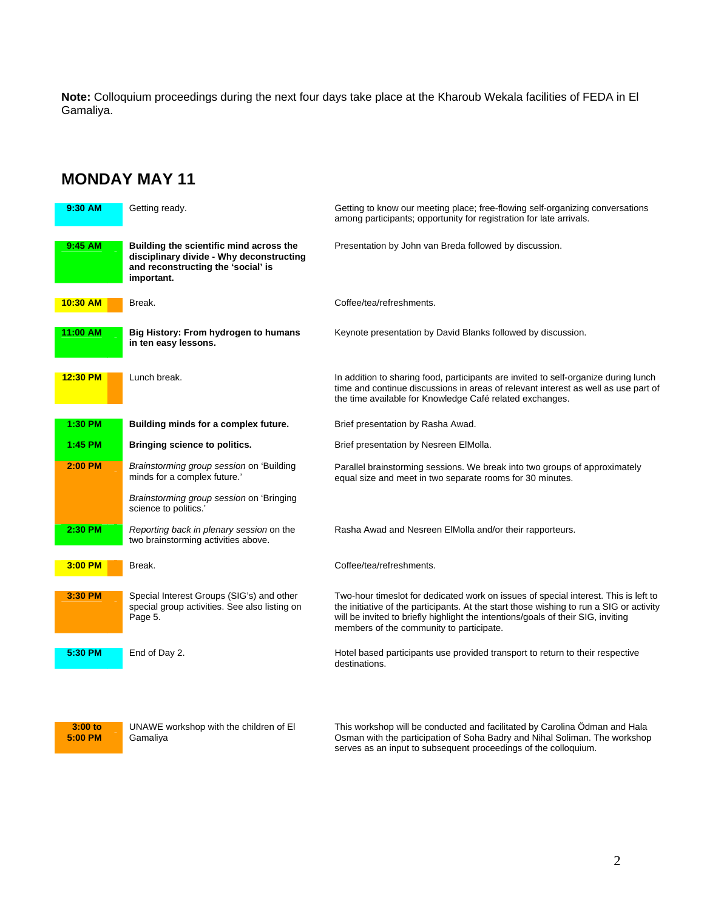**Note:** Colloquium proceedings during the next four days take place at the Kharoub Wekala facilities of FEDA in El Gamaliya.

## MONDAY MAY 11

| Time | Session | Description |
|---|---|---|
| 9:30 AM | Getting ready. | Getting to know our meeting place; free-flowing self-organizing conversations among participants; opportunity for registration for late arrivals. |
| 9:45 AM | **Building the scientific mind across the disciplinary divide - Why deconstructing and reconstructing the 'social' is important.** | Presentation by John van Breda followed by discussion. |
| 10:30 AM | Break. | Coffee/tea/refreshments. |
| 11:00 AM | **Big History: From hydrogen to humans in ten easy lessons.** | Keynote presentation by David Blanks followed by discussion. |
| 12:30 PM | Lunch break. | In addition to sharing food, participants are invited to self-organize during lunch time and continue discussions in areas of relevant interest as well as use part of the time available for Knowledge Café related exchanges. |
| 1:30 PM | **Building minds for a complex future.** | Brief presentation by Rasha Awad. |
| 1:45 PM | **Bringing science to politics.** | Brief presentation by Nesreen ElMolla. |
| 2:00 PM | *Brainstorming group session* on 'Building minds for a complex future.'<br><br>*Brainstorming group session* on 'Bringing science to politics.' | Parallel brainstorming sessions. We break into two groups of approximately equal size and meet in two separate rooms for 30 minutes. |
| 2:30 PM | *Reporting back in plenary session* on the two brainstorming activities above. | Rasha Awad and Nesreen ElMolla and/or their rapporteurs. |
| 3:00 PM | Break. | Coffee/tea/refreshments. |
| 3:30 PM | Special Interest Groups (SIG's) and other special group activities. See also listing on Page 5. | Two-hour timeslot for dedicated work on issues of special interest. This is left to the initiative of the participants. At the start those wishing to run a SIG or activity will be invited to briefly highlight the intentions/goals of their SIG, inviting members of the community to participate. |
| 5:30 PM | End of Day 2. | Hotel based participants use provided transport to return to their respective destinations. |

| Time | Session | Description |
|---|---|---|
| 3:00 to 5:00 PM | UNAWE workshop with the children of El Gamaliya | This workshop will be conducted and facilitated by Carolina Ödman and Hala Osman with the participation of Soha Badry and Nihal Soliman. The workshop serves as an input to subsequent proceedings of the colloquium. |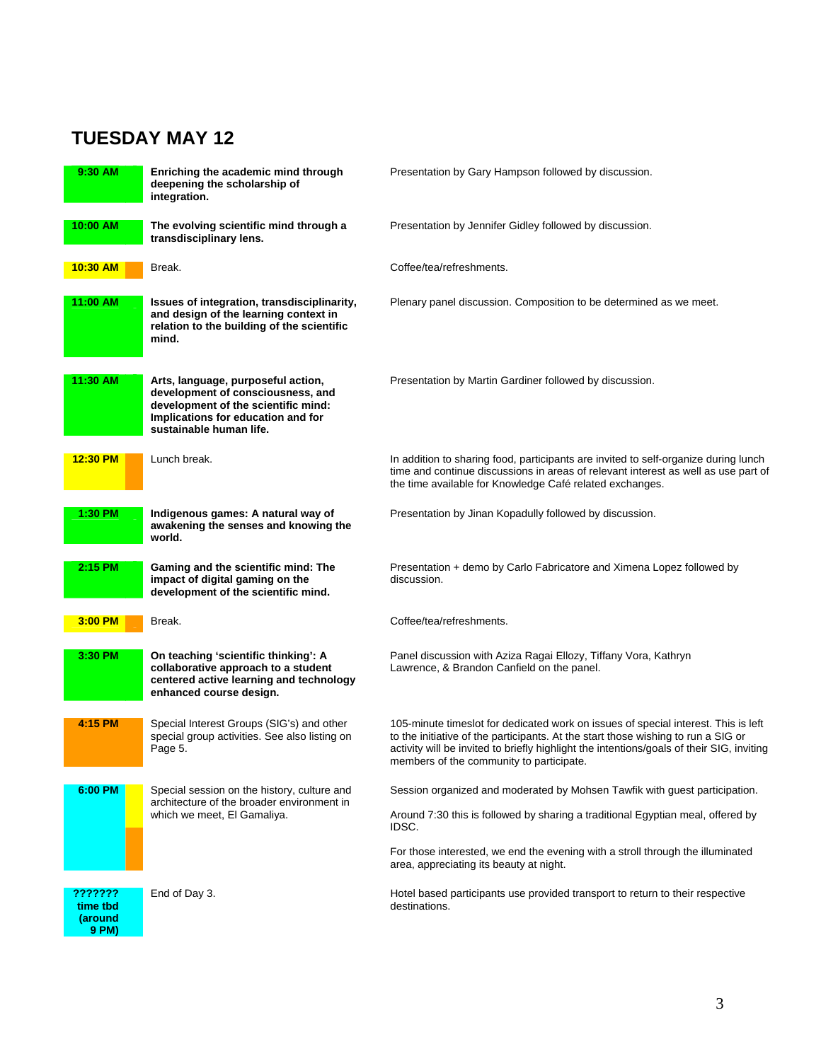# TUESDAY MAY 12

| Time | Session | Details |
|---|---|---|
| **9:30 AM** | **Enriching the academic mind through deepening the scholarship of integration.** | Presentation by Gary Hampson followed by discussion. |
| **10:00 AM** | **The evolving scientific mind through a transdisciplinary lens.** | Presentation by Jennifer Gidley followed by discussion. |
| **10:30 AM** | Break. | Coffee/tea/refreshments. |
| **11:00 AM** | **Issues of integration, transdisciplinarity, and design of the learning context in relation to the building of the scientific mind.** | Plenary panel discussion. Composition to be determined as we meet. |
| **11:30 AM** | **Arts, language, purposeful action, development of consciousness, and development of the scientific mind: Implications for education and for sustainable human life.** | Presentation by Martin Gardiner followed by discussion. |
| **12:30 PM** | Lunch break. | In addition to sharing food, participants are invited to self-organize during lunch time and continue discussions in areas of relevant interest as well as use part of the time available for Knowledge Café related exchanges. |
| **1:30 PM** | **Indigenous games: A natural way of awakening the senses and knowing the world.** | Presentation by Jinan Kopadully followed by discussion. |
| **2:15 PM** | **Gaming and the scientific mind: The impact of digital gaming on the development of the scientific mind.** | Presentation + demo by Carlo Fabricatore and Ximena Lopez followed by discussion. |
| **3:00 PM** | Break. | Coffee/tea/refreshments. |
| **3:30 PM** | **On teaching 'scientific thinking': A collaborative approach to a student centered active learning and technology enhanced course design.** | Panel discussion with Aziza Ragai Ellozy, Tiffany Vora, Kathryn Lawrence, & Brandon Canfield on the panel. |
| **4:15 PM** | Special Interest Groups (SIG's) and other special group activities. See also listing on Page 5. | 105-minute timeslot for dedicated work on issues of special interest. This is left to the initiative of the participants. At the start those wishing to run a SIG or activity will be invited to briefly highlight the intentions/goals of their SIG, inviting members of the community to participate. |
| **6:00 PM** | Special session on the history, culture and architecture of the broader environment in which we meet, El Gamaliya. | Session organized and moderated by Mohsen Tawfik with guest participation.<br><br>Around 7:30 this is followed by sharing a traditional Egyptian meal, offered by IDSC.<br><br>For those interested, we end the evening with a stroll through the illuminated area, appreciating its beauty at night. |
| **??????? time tbd (around 9 PM)** | End of Day 3. | Hotel based participants use provided transport to return to their respective destinations. |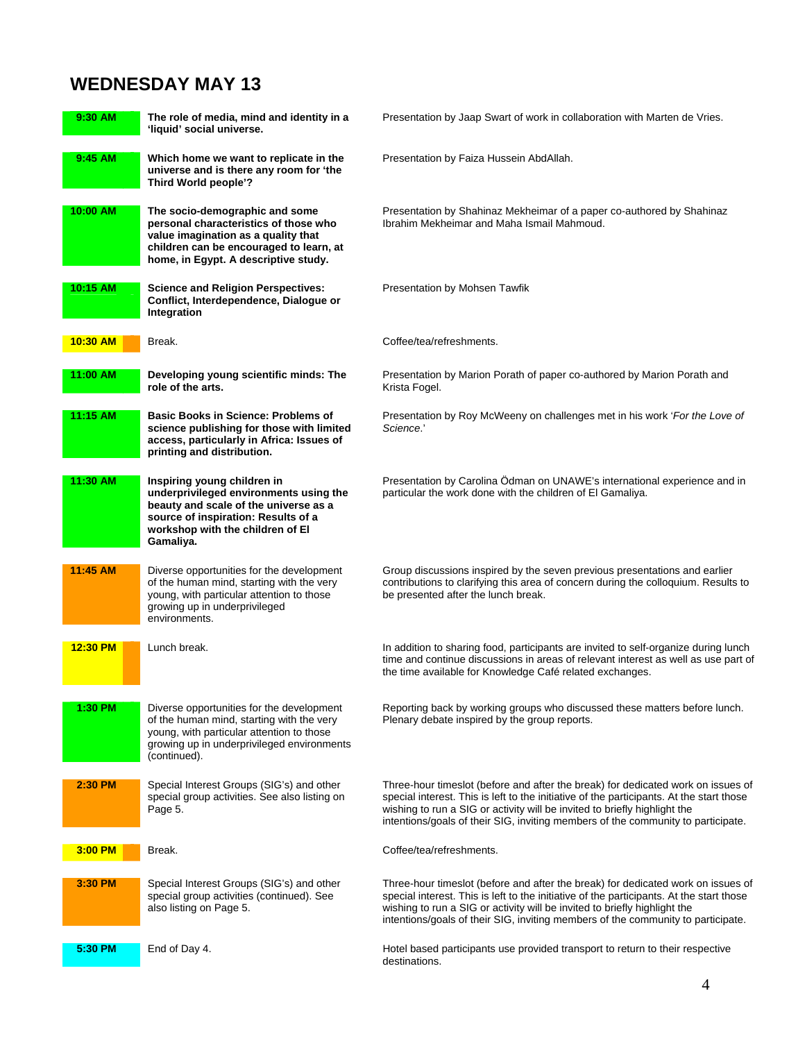# WEDNESDAY MAY 13

| Time | Session | Description |
|---|---|---|
| 9:30 AM | **The role of media, mind and identity in a 'liquid' social universe.** | Presentation by Jaap Swart of work in collaboration with Marten de Vries. |
| 9:45 AM | **Which home we want to replicate in the universe and is there any room for 'the Third World people'?** | Presentation by Faiza Hussein AbdAllah. |
| 10:00 AM | **The socio-demographic and some personal characteristics of those who value imagination as a quality that children can be encouraged to learn, at home, in Egypt. A descriptive study.** | Presentation by Shahinaz Mekheimar of a paper co-authored by Shahinaz Ibrahim Mekheimar and Maha Ismail Mahmoud. |
| 10:15 AM | **Science and Religion Perspectives: Conflict, Interdependence, Dialogue or Integration** | Presentation by Mohsen Tawfik |
| 10:30 AM | Break. | Coffee/tea/refreshments. |
| 11:00 AM | **Developing young scientific minds: The role of the arts.** | Presentation by Marion Porath of paper co-authored by Marion Porath and Krista Fogel. |
| 11:15 AM | **Basic Books in Science: Problems of science publishing for those with limited access, particularly in Africa: Issues of printing and distribution.** | Presentation by Roy McWeeny on challenges met in his work '*For the Love of Science*.' |
| 11:30 AM | **Inspiring young children in underprivileged environments using the beauty and scale of the universe as a source of inspiration: Results of a workshop with the children of El Gamaliya.** | Presentation by Carolina Ödman on UNAWE's international experience and in particular the work done with the children of El Gamaliya. |
| 11:45 AM | Diverse opportunities for the development of the human mind, starting with the very young, with particular attention to those growing up in underprivileged environments. | Group discussions inspired by the seven previous presentations and earlier contributions to clarifying this area of concern during the colloquium. Results to be presented after the lunch break. |
| 12:30 PM | Lunch break. | In addition to sharing food, participants are invited to self-organize during lunch time and continue discussions in areas of relevant interest as well as use part of the time available for Knowledge Café related exchanges. |
| 1:30 PM | Diverse opportunities for the development of the human mind, starting with the very young, with particular attention to those growing up in underprivileged environments (continued). | Reporting back by working groups who discussed these matters before lunch. Plenary debate inspired by the group reports. |
| 2:30 PM | Special Interest Groups (SIG's) and other special group activities. See also listing on Page 5. | Three-hour timeslot (before and after the break) for dedicated work on issues of special interest. This is left to the initiative of the participants. At the start those wishing to run a SIG or activity will be invited to briefly highlight the intentions/goals of their SIG, inviting members of the community to participate. |
| 3:00 PM | Break. | Coffee/tea/refreshments. |
| 3:30 PM | Special Interest Groups (SIG's) and other special group activities (continued). See also listing on Page 5. | Three-hour timeslot (before and after the break) for dedicated work on issues of special interest. This is left to the initiative of the participants. At the start those wishing to run a SIG or activity will be invited to briefly highlight the intentions/goals of their SIG, inviting members of the community to participate. |
| 5:30 PM | End of Day 4. | Hotel based participants use provided transport to return to their respective destinations. |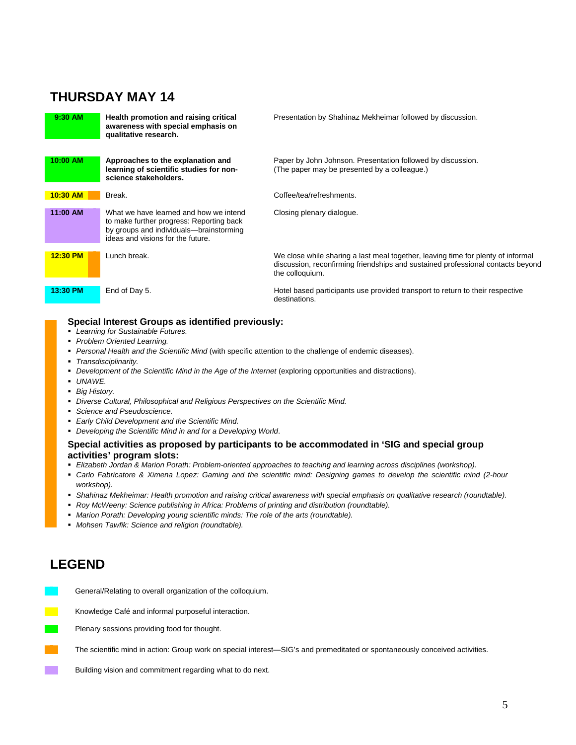## THURSDAY MAY 14

| Time | Session | Details |
|---|---|---|
| **9:30 AM** | **Health promotion and raising critical awareness with special emphasis on qualitative research.** | Presentation by Shahinaz Mekheimar followed by discussion. |
| **10:00 AM** | **Approaches to the explanation and learning of scientific studies for non-science stakeholders.** | Paper by John Johnson. Presentation followed by discussion. (The paper may be presented by a colleague.) |
| **10:30 AM** | Break. | Coffee/tea/refreshments. |
| **11:00 AM** | What we have learned and how we intend to make further progress: Reporting back by groups and individuals—brainstorming ideas and visions for the future. | Closing plenary dialogue. |
| **12:30 PM** | Lunch break. | We close while sharing a last meal together, leaving time for plenty of informal discussion, reconfirming friendships and sustained professional contacts beyond the colloquium. |
| **13:30 PM** | End of Day 5. | Hotel based participants use provided transport to return to their respective destinations. |

### Special Interest Groups as identified previously:

- *Learning for Sustainable Futures.*
- *Problem Oriented Learning.*
- *Personal Health and the Scientific Mind* (with specific attention to the challenge of endemic diseases).
- *Transdisciplinarity.*
- *Development of the Scientific Mind in the Age of the Internet* (exploring opportunities and distractions).
- *UNAWE.*
- *Big History.*
- *Diverse Cultural, Philosophical and Religious Perspectives on the Scientific Mind.*
- *Science and Pseudoscience.*
- *Early Child Development and the Scientific Mind.*
- *Developing the Scientific Mind in and for a Developing World*.

### Special activities as proposed by participants to be accommodated in 'SIG and special group activities' program slots:

- *Elizabeth Jordan & Marion Porath: Problem-oriented approaches to teaching and learning across disciplines (workshop).*
- *Carlo Fabricatore & Ximena Lopez: Gaming and the scientific mind: Designing games to develop the scientific mind (2-hour workshop).*
- *Shahinaz Mekheimar: Health promotion and raising critical awareness with special emphasis on qualitative research (roundtable).*
- *Roy McWeeny: Science publishing in Africa: Problems of printing and distribution (roundtable).*
- *Marion Porath: Developing young scientific minds: The role of the arts (roundtable).*
- *Mohsen Tawfik: Science and religion (roundtable).*

## LEGEND

- Cyan: General/Relating to overall organization of the colloquium.
- Yellow: Knowledge Café and informal purposeful interaction.
- Green: Plenary sessions providing food for thought.
- Orange: The scientific mind in action: Group work on special interest—SIG's and premeditated or spontaneously conceived activities.
- Purple: Building vision and commitment regarding what to do next.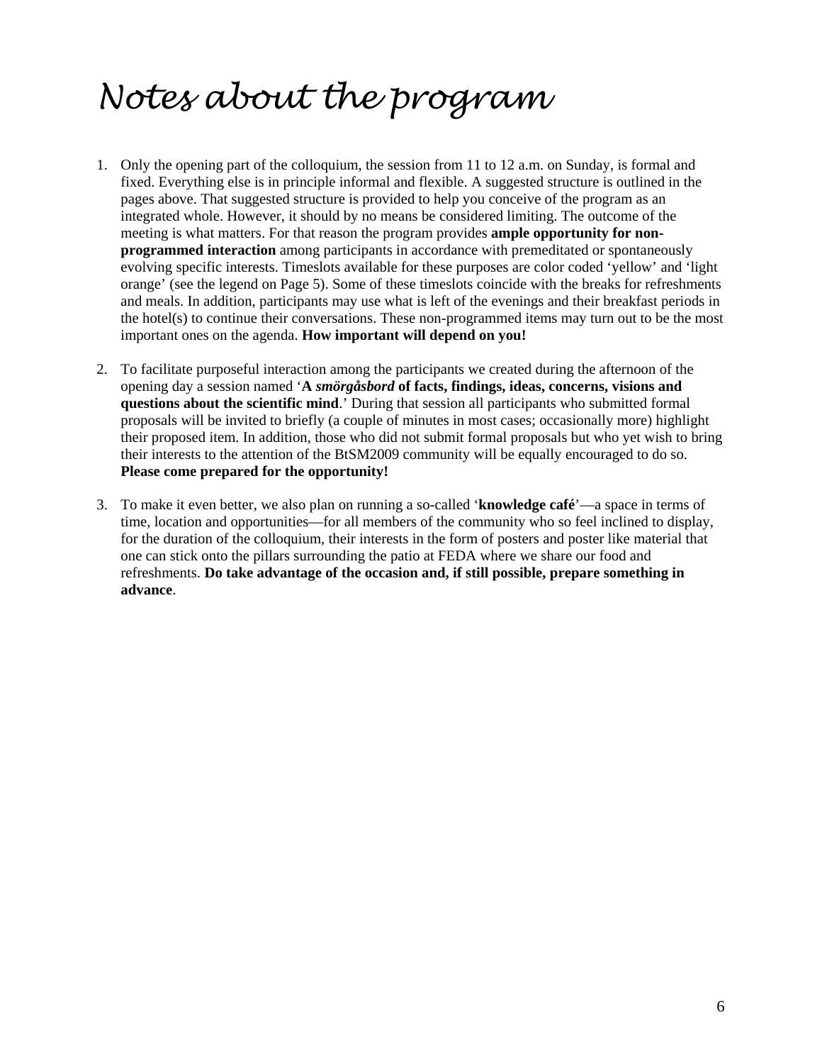# *Notes about the program*

1. Only the opening part of the colloquium, the session from 11 to 12 a.m. on Sunday, is formal and fixed. Everything else is in principle informal and flexible. A suggested structure is outlined in the pages above. That suggested structure is provided to help you conceive of the program as an integrated whole. However, it should by no means be considered limiting. The outcome of the meeting is what matters. For that reason the program provides **ample opportunity for non-programmed interaction** among participants in accordance with premeditated or spontaneously evolving specific interests. Timeslots available for these purposes are color coded 'yellow' and 'light orange' (see the legend on Page 5). Some of these timeslots coincide with the breaks for refreshments and meals. In addition, participants may use what is left of the evenings and their breakfast periods in the hotel(s) to continue their conversations. These non-programmed items may turn out to be the most important ones on the agenda. **How important will depend on you!**

2. To facilitate purposeful interaction among the participants we created during the afternoon of the opening day a session named '**A *smörgåsbord* of facts, findings, ideas, concerns, visions and questions about the scientific mind**.' During that session all participants who submitted formal proposals will be invited to briefly (a couple of minutes in most cases; occasionally more) highlight their proposed item. In addition, those who did not submit formal proposals but who yet wish to bring their interests to the attention of the BtSM2009 community will be equally encouraged to do so. **Please come prepared for the opportunity!**

3. To make it even better, we also plan on running a so-called '**knowledge café**'—a space in terms of time, location and opportunities—for all members of the community who so feel inclined to display, for the duration of the colloquium, their interests in the form of posters and poster like material that one can stick onto the pillars surrounding the patio at FEDA where we share our food and refreshments. **Do take advantage of the occasion and, if still possible, prepare something in advance**.